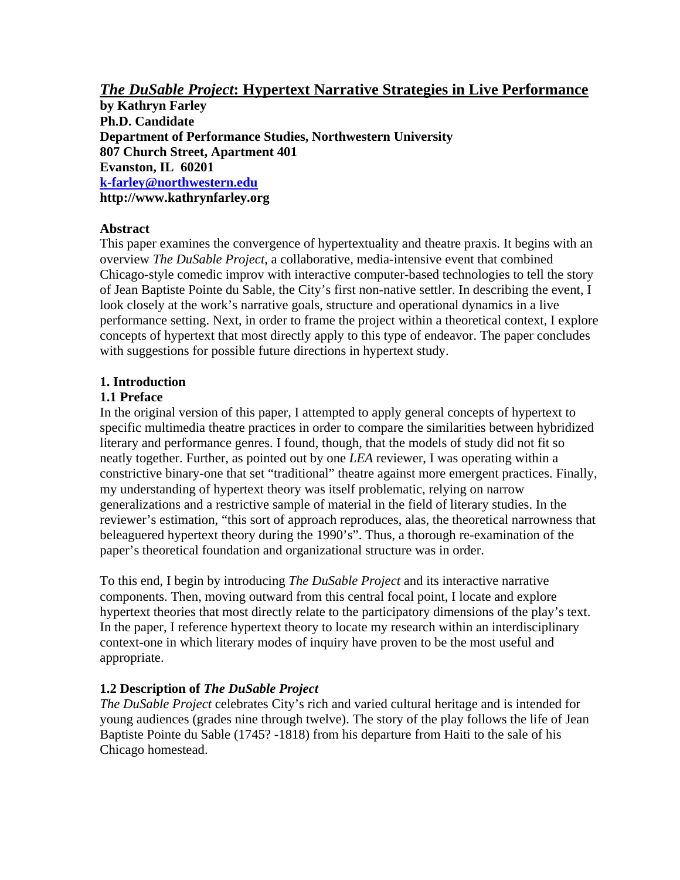# *The DuSable Project*: Hypertext Narrative Strategies in Live Performance

**by Kathryn Farley**
**Ph.D. Candidate**
**Department of Performance Studies, Northwestern University**
**807 Church Street, Apartment 401**
**Evanston, IL 60201**
**k-farley@northwestern.edu**
**http://www.kathrynfarley.org**

### Abstract

This paper examines the convergence of hypertextuality and theatre praxis. It begins with an overview *The DuSable Project,* a collaborative, media-intensive event that combined Chicago-style comedic improv with interactive computer-based technologies to tell the story of Jean Baptiste Pointe du Sable, the City's first non-native settler. In describing the event, I look closely at the work's narrative goals, structure and operational dynamics in a live performance setting. Next, in order to frame the project within a theoretical context, I explore concepts of hypertext that most directly apply to this type of endeavor. The paper concludes with suggestions for possible future directions in hypertext study.

## 1. Introduction

### 1.1 Preface

In the original version of this paper, I attempted to apply general concepts of hypertext to specific multimedia theatre practices in order to compare the similarities between hybridized literary and performance genres. I found, though, that the models of study did not fit so neatly together. Further, as pointed out by one *LEA* reviewer, I was operating within a constrictive binary-one that set "traditional" theatre against more emergent practices. Finally, my understanding of hypertext theory was itself problematic, relying on narrow generalizations and a restrictive sample of material in the field of literary studies. In the reviewer's estimation, "this sort of approach reproduces, alas, the theoretical narrowness that beleaguered hypertext theory during the 1990's". Thus, a thorough re-examination of the paper's theoretical foundation and organizational structure was in order.

To this end, I begin by introducing *The DuSable Project* and its interactive narrative components. Then, moving outward from this central focal point, I locate and explore hypertext theories that most directly relate to the participatory dimensions of the play's text. In the paper, I reference hypertext theory to locate my research within an interdisciplinary context-one in which literary modes of inquiry have proven to be the most useful and appropriate.

### 1.2 Description of *The DuSable Project*

*The DuSable Project* celebrates City's rich and varied cultural heritage and is intended for young audiences (grades nine through twelve). The story of the play follows the life of Jean Baptiste Pointe du Sable (1745? -1818) from his departure from Haiti to the sale of his Chicago homestead.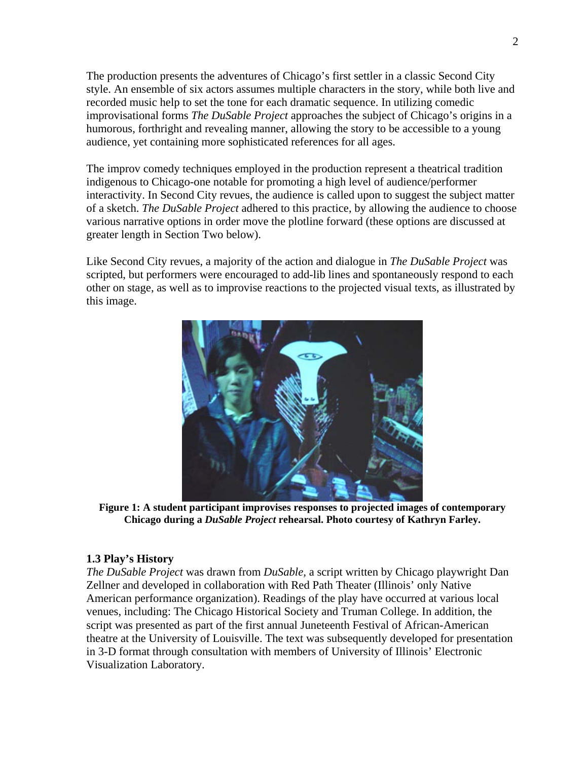The production presents the adventures of Chicago's first settler in a classic Second City style. An ensemble of six actors assumes multiple characters in the story, while both live and recorded music help to set the tone for each dramatic sequence. In utilizing comedic improvisational forms *The DuSable Project* approaches the subject of Chicago's origins in a humorous, forthright and revealing manner, allowing the story to be accessible to a young audience, yet containing more sophisticated references for all ages.

The improv comedy techniques employed in the production represent a theatrical tradition indigenous to Chicago-one notable for promoting a high level of audience/performer interactivity. In Second City revues, the audience is called upon to suggest the subject matter of a sketch. *The DuSable Project* adhered to this practice, by allowing the audience to choose various narrative options in order move the plotline forward (these options are discussed at greater length in Section Two below).

Like Second City revues, a majority of the action and dialogue in *The DuSable Project* was scripted, but performers were encouraged to add-lib lines and spontaneously respond to each other on stage, as well as to improvise reactions to the projected visual texts, as illustrated by this image.

**Figure 1: A student participant improvises responses to projected images of contemporary Chicago during a *DuSable Project* rehearsal. Photo courtesy of Kathryn Farley.**

### 1.3 Play's History

*The DuSable Project* was drawn from *DuSable*, a script written by Chicago playwright Dan Zellner and developed in collaboration with Red Path Theater (Illinois' only Native American performance organization). Readings of the play have occurred at various local venues, including: The Chicago Historical Society and Truman College. In addition, the script was presented as part of the first annual Juneteenth Festival of African-American theatre at the University of Louisville. The text was subsequently developed for presentation in 3-D format through consultation with members of University of Illinois' Electronic Visualization Laboratory.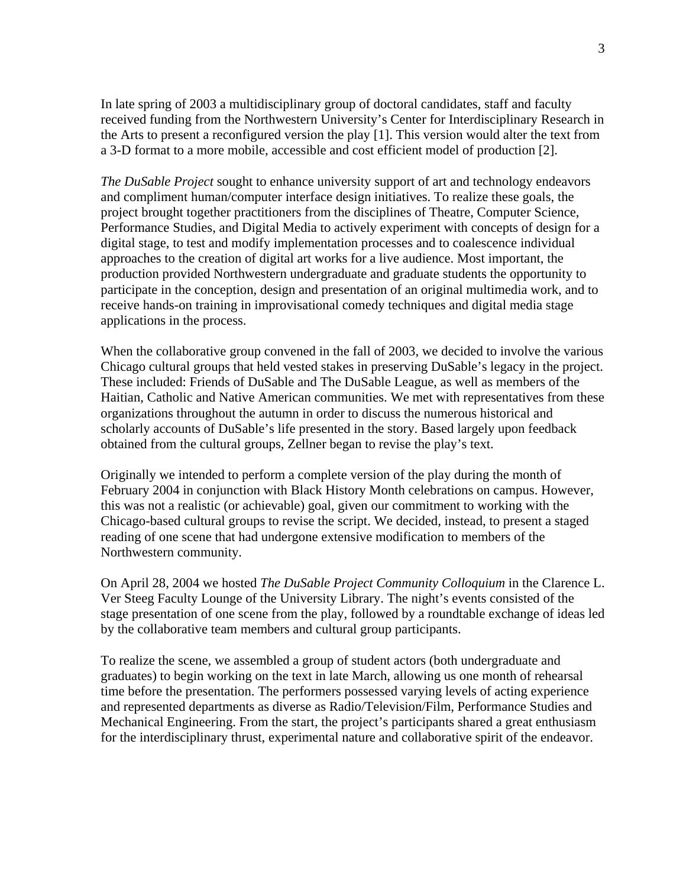In late spring of 2003 a multidisciplinary group of doctoral candidates, staff and faculty received funding from the Northwestern University's Center for Interdisciplinary Research in the Arts to present a reconfigured version the play [1]. This version would alter the text from a 3-D format to a more mobile, accessible and cost efficient model of production [2].

*The DuSable Project* sought to enhance university support of art and technology endeavors and compliment human/computer interface design initiatives. To realize these goals, the project brought together practitioners from the disciplines of Theatre, Computer Science, Performance Studies, and Digital Media to actively experiment with concepts of design for a digital stage, to test and modify implementation processes and to coalescence individual approaches to the creation of digital art works for a live audience. Most important, the production provided Northwestern undergraduate and graduate students the opportunity to participate in the conception, design and presentation of an original multimedia work, and to receive hands-on training in improvisational comedy techniques and digital media stage applications in the process.

When the collaborative group convened in the fall of 2003, we decided to involve the various Chicago cultural groups that held vested stakes in preserving DuSable's legacy in the project. These included: Friends of DuSable and The DuSable League, as well as members of the Haitian, Catholic and Native American communities. We met with representatives from these organizations throughout the autumn in order to discuss the numerous historical and scholarly accounts of DuSable's life presented in the story. Based largely upon feedback obtained from the cultural groups, Zellner began to revise the play's text.

Originally we intended to perform a complete version of the play during the month of February 2004 in conjunction with Black History Month celebrations on campus. However, this was not a realistic (or achievable) goal, given our commitment to working with the Chicago-based cultural groups to revise the script. We decided, instead, to present a staged reading of one scene that had undergone extensive modification to members of the Northwestern community.

On April 28, 2004 we hosted *The DuSable Project Community Colloquium* in the Clarence L. Ver Steeg Faculty Lounge of the University Library. The night's events consisted of the stage presentation of one scene from the play, followed by a roundtable exchange of ideas led by the collaborative team members and cultural group participants.

To realize the scene, we assembled a group of student actors (both undergraduate and graduates) to begin working on the text in late March, allowing us one month of rehearsal time before the presentation. The performers possessed varying levels of acting experience and represented departments as diverse as Radio/Television/Film, Performance Studies and Mechanical Engineering. From the start, the project's participants shared a great enthusiasm for the interdisciplinary thrust, experimental nature and collaborative spirit of the endeavor.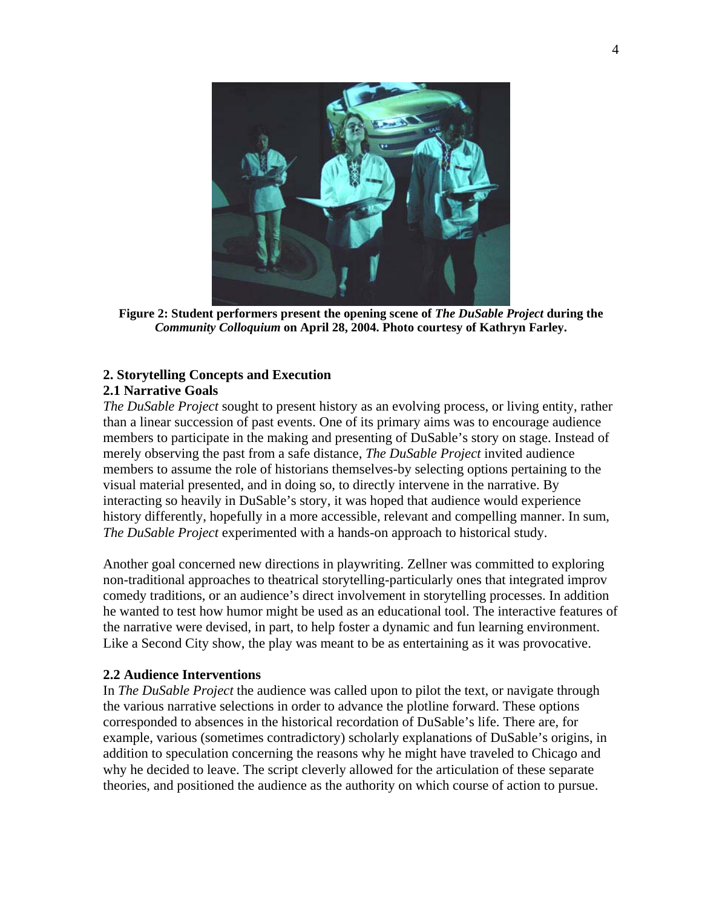**Figure 2: Student performers present the opening scene of *The DuSable Project* during the *Community Colloquium* on April 28, 2004. Photo courtesy of Kathryn Farley.**

## 2. Storytelling Concepts and Execution

### 2.1 Narrative Goals

*The DuSable Project* sought to present history as an evolving process, or living entity, rather than a linear succession of past events. One of its primary aims was to encourage audience members to participate in the making and presenting of DuSable's story on stage. Instead of merely observing the past from a safe distance, *The DuSable Project* invited audience members to assume the role of historians themselves-by selecting options pertaining to the visual material presented, and in doing so, to directly intervene in the narrative. By interacting so heavily in DuSable's story, it was hoped that audience would experience history differently, hopefully in a more accessible, relevant and compelling manner. In sum, *The DuSable Project* experimented with a hands-on approach to historical study.

Another goal concerned new directions in playwriting. Zellner was committed to exploring non-traditional approaches to theatrical storytelling-particularly ones that integrated improv comedy traditions, or an audience's direct involvement in storytelling processes. In addition he wanted to test how humor might be used as an educational tool. The interactive features of the narrative were devised, in part, to help foster a dynamic and fun learning environment. Like a Second City show, the play was meant to be as entertaining as it was provocative.

### 2.2 Audience Interventions

In *The DuSable Project* the audience was called upon to pilot the text, or navigate through the various narrative selections in order to advance the plotline forward. These options corresponded to absences in the historical recordation of DuSable's life. There are, for example, various (sometimes contradictory) scholarly explanations of DuSable's origins, in addition to speculation concerning the reasons why he might have traveled to Chicago and why he decided to leave. The script cleverly allowed for the articulation of these separate theories, and positioned the audience as the authority on which course of action to pursue.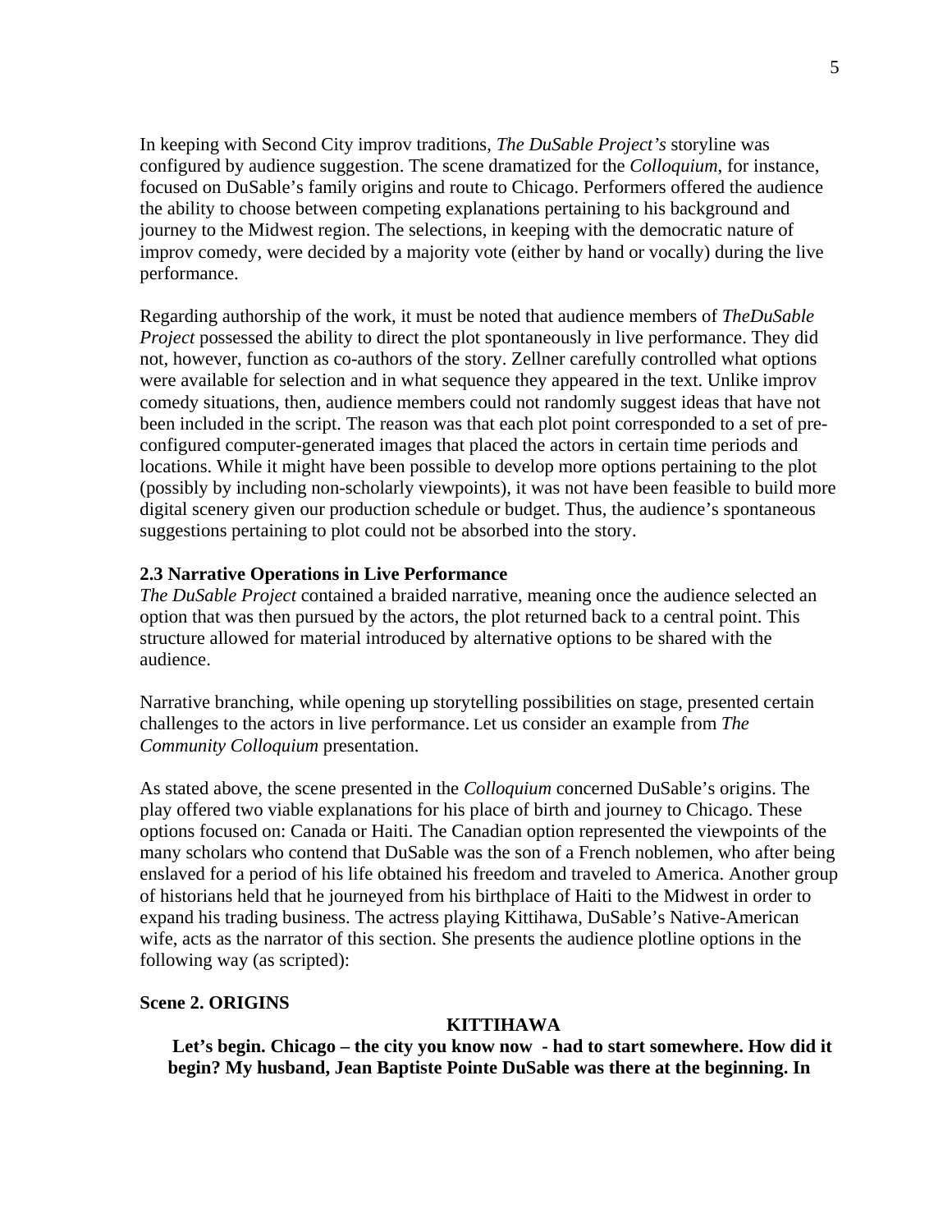In keeping with Second City improv traditions, *The DuSable Project's* storyline was configured by audience suggestion. The scene dramatized for the *Colloquium*, for instance, focused on DuSable's family origins and route to Chicago. Performers offered the audience the ability to choose between competing explanations pertaining to his background and journey to the Midwest region. The selections, in keeping with the democratic nature of improv comedy, were decided by a majority vote (either by hand or vocally) during the live performance.

Regarding authorship of the work, it must be noted that audience members of *TheDuSable Project* possessed the ability to direct the plot spontaneously in live performance. They did not, however, function as co-authors of the story. Zellner carefully controlled what options were available for selection and in what sequence they appeared in the text. Unlike improv comedy situations, then, audience members could not randomly suggest ideas that have not been included in the script. The reason was that each plot point corresponded to a set of pre-configured computer-generated images that placed the actors in certain time periods and locations. While it might have been possible to develop more options pertaining to the plot (possibly by including non-scholarly viewpoints), it was not have been feasible to build more digital scenery given our production schedule or budget. Thus, the audience's spontaneous suggestions pertaining to plot could not be absorbed into the story.

### 2.3 Narrative Operations in Live Performance

*The DuSable Project* contained a braided narrative, meaning once the audience selected an option that was then pursued by the actors, the plot returned back to a central point. This structure allowed for material introduced by alternative options to be shared with the audience.

Narrative branching, while opening up storytelling possibilities on stage, presented certain challenges to the actors in live performance. Let us consider an example from *The Community Colloquium* presentation.

As stated above, the scene presented in the *Colloquium* concerned DuSable's origins. The play offered two viable explanations for his place of birth and journey to Chicago. These options focused on: Canada or Haiti. The Canadian option represented the viewpoints of the many scholars who contend that DuSable was the son of a French noblemen, who after being enslaved for a period of his life obtained his freedom and traveled to America. Another group of historians held that he journeyed from his birthplace of Haiti to the Midwest in order to expand his trading business. The actress playing Kittihawa, DuSable's Native-American wife, acts as the narrator of this section. She presents the audience plotline options in the following way (as scripted):

**Scene 2. ORIGINS**

**KITTIHAWA**

**Let's begin. Chicago – the city you know now - had to start somewhere. How did it begin? My husband, Jean Baptiste Pointe DuSable was there at the beginning. In**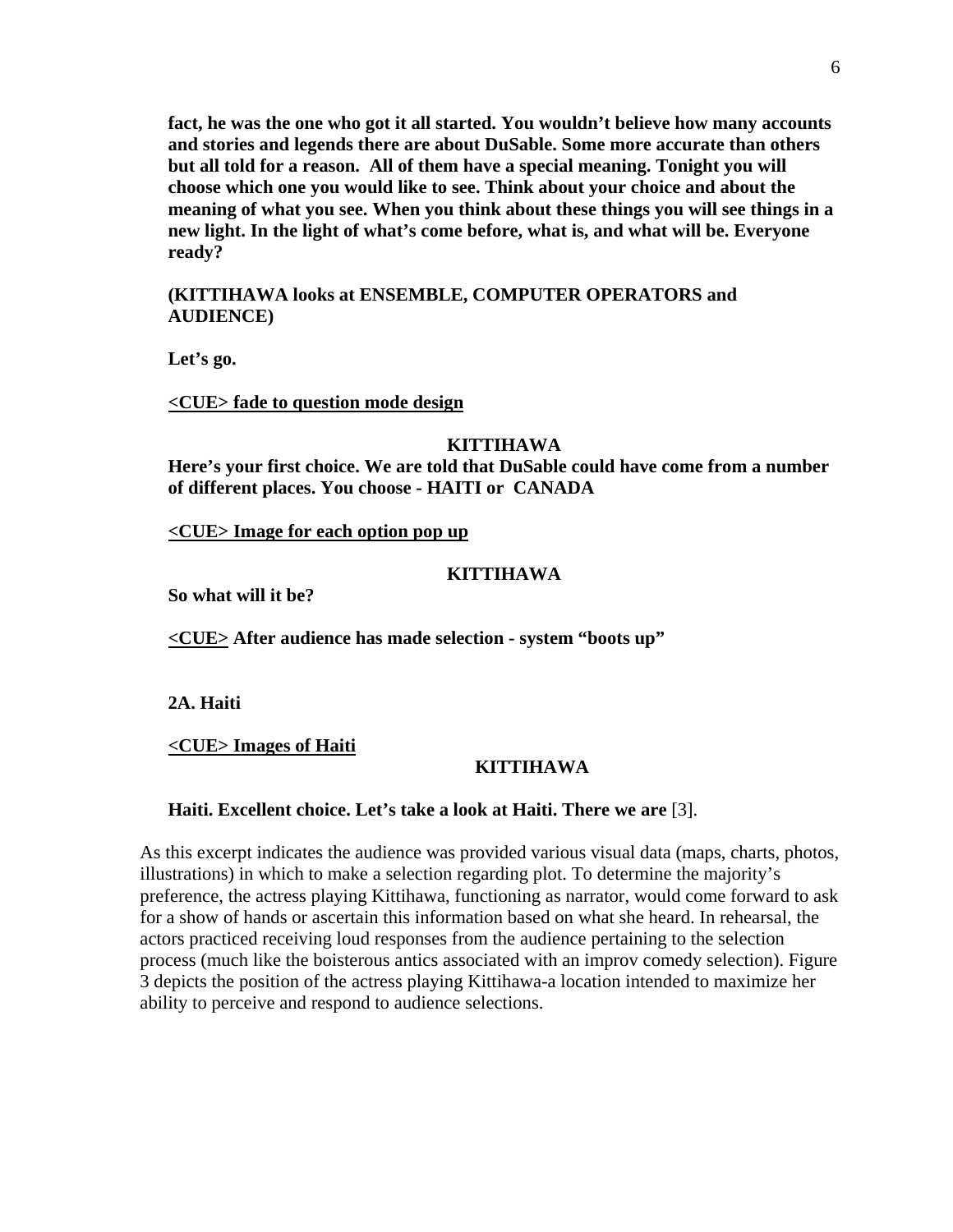**fact, he was the one who got it all started. You wouldn't believe how many accounts and stories and legends there are about DuSable. Some more accurate than others but all told for a reason. All of them have a special meaning. Tonight you will choose which one you would like to see. Think about your choice and about the meaning of what you see. When you think about these things you will see things in a new light. In the light of what's come before, what is, and what will be. Everyone ready?**

**(KITTIHAWA looks at ENSEMBLE, COMPUTER OPERATORS and AUDIENCE)**

**Let's go.**

**<u><CUE> fade to question mode design</u>**

**KITTIHAWA**

**Here's your first choice. We are told that DuSable could have come from a number of different places. You choose - HAITI or CANADA**

**<u><CUE> Image for each option pop up</u>**

**KITTIHAWA**

**So what will it be?**

**<u><CUE></u> After audience has made selection - system "boots up"**

**2A. Haiti**

**<u><CUE> Images of Haiti</u>**

**KITTIHAWA**

**Haiti. Excellent choice. Let's take a look at Haiti. There we are** [3].

As this excerpt indicates the audience was provided various visual data (maps, charts, photos, illustrations) in which to make a selection regarding plot. To determine the majority's preference, the actress playing Kittihawa, functioning as narrator, would come forward to ask for a show of hands or ascertain this information based on what she heard. In rehearsal, the actors practiced receiving loud responses from the audience pertaining to the selection process (much like the boisterous antics associated with an improv comedy selection). Figure 3 depicts the position of the actress playing Kittihawa-a location intended to maximize her ability to perceive and respond to audience selections.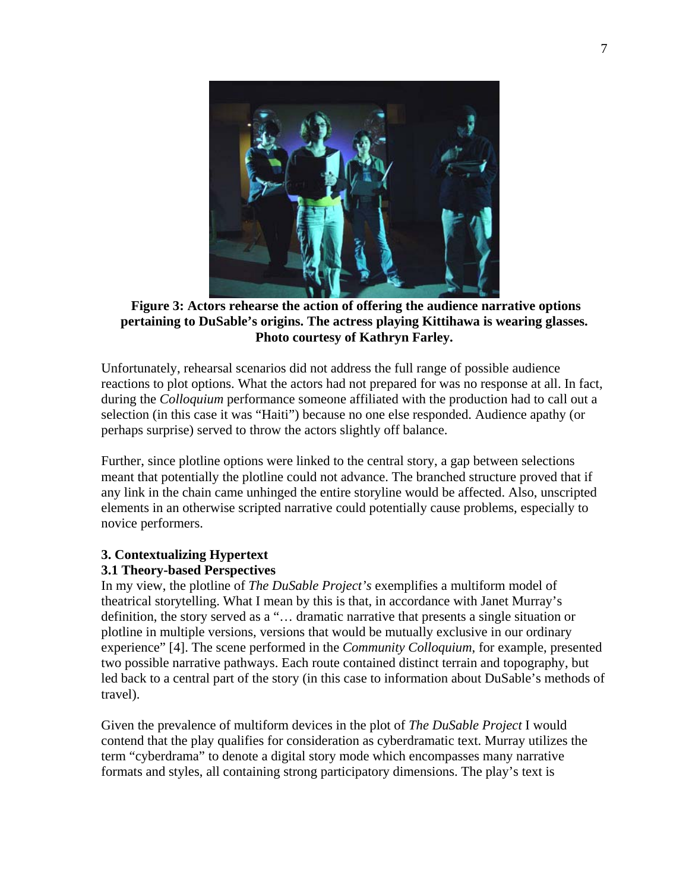**Figure 3: Actors rehearse the action of offering the audience narrative options pertaining to DuSable's origins. The actress playing Kittihawa is wearing glasses. Photo courtesy of Kathryn Farley.**

Unfortunately, rehearsal scenarios did not address the full range of possible audience reactions to plot options. What the actors had not prepared for was no response at all. In fact, during the *Colloquium* performance someone affiliated with the production had to call out a selection (in this case it was "Haiti") because no one else responded. Audience apathy (or perhaps surprise) served to throw the actors slightly off balance.

Further, since plotline options were linked to the central story, a gap between selections meant that potentially the plotline could not advance. The branched structure proved that if any link in the chain came unhinged the entire storyline would be affected. Also, unscripted elements in an otherwise scripted narrative could potentially cause problems, especially to novice performers.

## 3. Contextualizing Hypertext

### 3.1 Theory-based Perspectives

In my view, the plotline of *The DuSable Project's* exemplifies a multiform model of theatrical storytelling. What I mean by this is that, in accordance with Janet Murray's definition, the story served as a "… dramatic narrative that presents a single situation or plotline in multiple versions, versions that would be mutually exclusive in our ordinary experience" [4]. The scene performed in the *Community Colloquium*, for example, presented two possible narrative pathways. Each route contained distinct terrain and topography, but led back to a central part of the story (in this case to information about DuSable's methods of travel).

Given the prevalence of multiform devices in the plot of *The DuSable Project* I would contend that the play qualifies for consideration as cyberdramatic text. Murray utilizes the term "cyberdrama" to denote a digital story mode which encompasses many narrative formats and styles, all containing strong participatory dimensions. The play's text is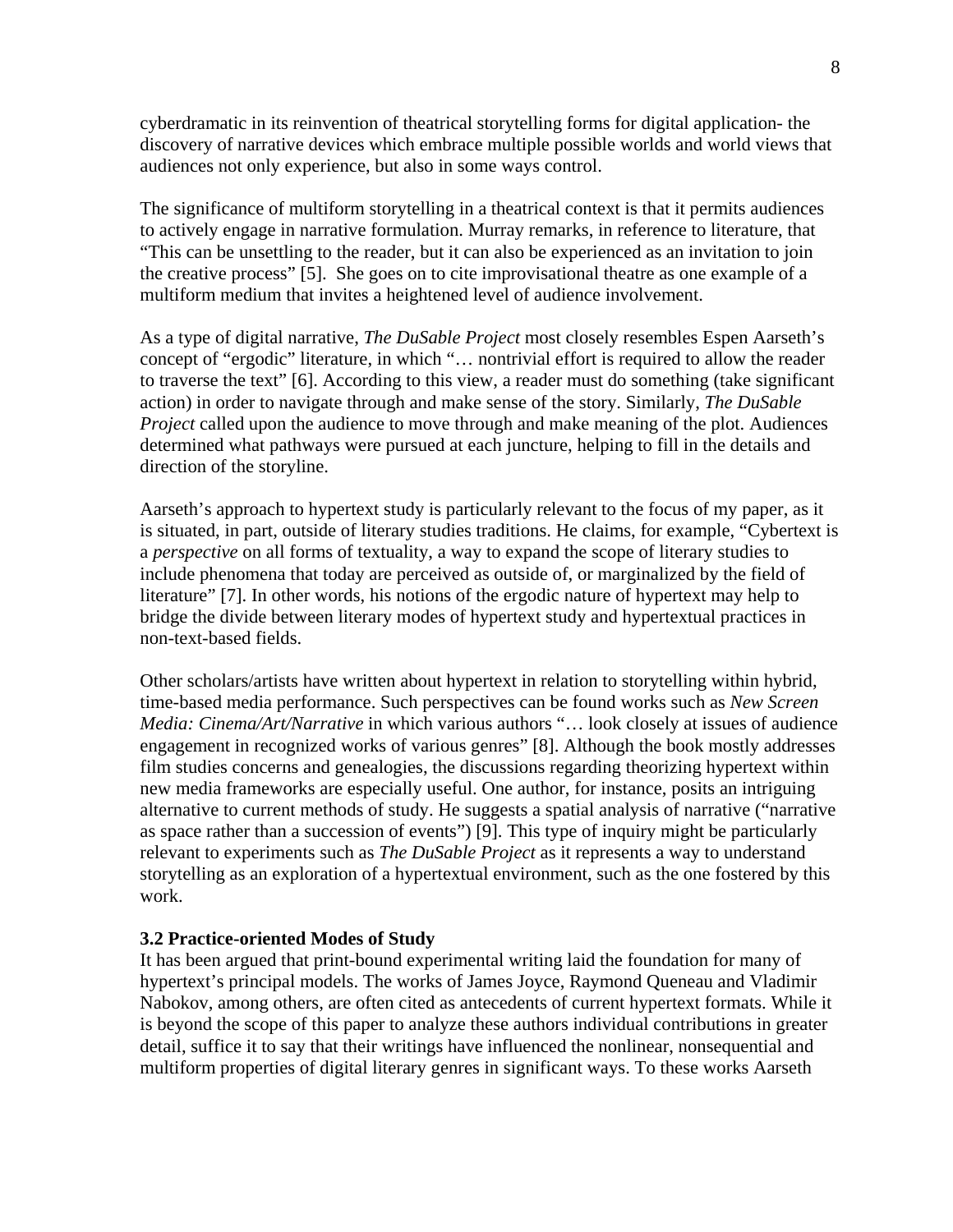cyberdramatic in its reinvention of theatrical storytelling forms for digital application- the discovery of narrative devices which embrace multiple possible worlds and world views that audiences not only experience, but also in some ways control.

The significance of multiform storytelling in a theatrical context is that it permits audiences to actively engage in narrative formulation. Murray remarks, in reference to literature, that "This can be unsettling to the reader, but it can also be experienced as an invitation to join the creative process" [5]. She goes on to cite improvisational theatre as one example of a multiform medium that invites a heightened level of audience involvement.

As a type of digital narrative, *The DuSable Project* most closely resembles Espen Aarseth's concept of "ergodic" literature, in which "… nontrivial effort is required to allow the reader to traverse the text" [6]. According to this view, a reader must do something (take significant action) in order to navigate through and make sense of the story. Similarly, *The DuSable Project* called upon the audience to move through and make meaning of the plot. Audiences determined what pathways were pursued at each juncture, helping to fill in the details and direction of the storyline.

Aarseth's approach to hypertext study is particularly relevant to the focus of my paper, as it is situated, in part, outside of literary studies traditions. He claims, for example, "Cybertext is a *perspective* on all forms of textuality, a way to expand the scope of literary studies to include phenomena that today are perceived as outside of, or marginalized by the field of literature" [7]. In other words, his notions of the ergodic nature of hypertext may help to bridge the divide between literary modes of hypertext study and hypertextual practices in non-text-based fields.

Other scholars/artists have written about hypertext in relation to storytelling within hybrid, time-based media performance. Such perspectives can be found works such as *New Screen Media: Cinema/Art/Narrative* in which various authors "… look closely at issues of audience engagement in recognized works of various genres" [8]. Although the book mostly addresses film studies concerns and genealogies, the discussions regarding theorizing hypertext within new media frameworks are especially useful. One author, for instance, posits an intriguing alternative to current methods of study. He suggests a spatial analysis of narrative ("narrative as space rather than a succession of events") [9]. This type of inquiry might be particularly relevant to experiments such as *The DuSable Project* as it represents a way to understand storytelling as an exploration of a hypertextual environment, such as the one fostered by this work.

### 3.2 Practice-oriented Modes of Study

It has been argued that print-bound experimental writing laid the foundation for many of hypertext's principal models. The works of James Joyce, Raymond Queneau and Vladimir Nabokov, among others, are often cited as antecedents of current hypertext formats. While it is beyond the scope of this paper to analyze these authors individual contributions in greater detail, suffice it to say that their writings have influenced the nonlinear, nonsequential and multiform properties of digital literary genres in significant ways. To these works Aarseth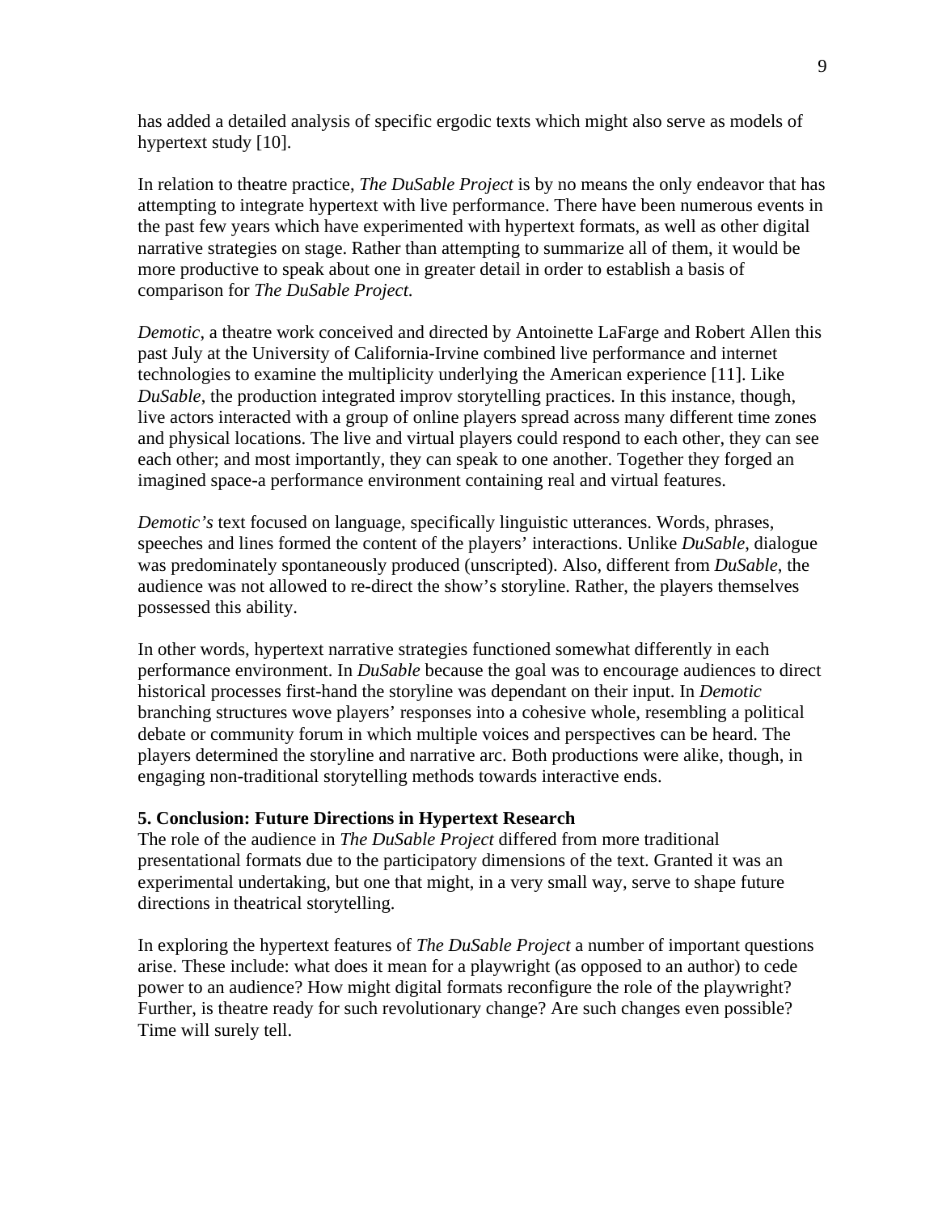has added a detailed analysis of specific ergodic texts which might also serve as models of hypertext study [10].

In relation to theatre practice, *The DuSable Project* is by no means the only endeavor that has attempting to integrate hypertext with live performance. There have been numerous events in the past few years which have experimented with hypertext formats, as well as other digital narrative strategies on stage. Rather than attempting to summarize all of them, it would be more productive to speak about one in greater detail in order to establish a basis of comparison for *The DuSable Project*.

*Demotic*, a theatre work conceived and directed by Antoinette LaFarge and Robert Allen this past July at the University of California-Irvine combined live performance and internet technologies to examine the multiplicity underlying the American experience [11]. Like *DuSable*, the production integrated improv storytelling practices. In this instance, though, live actors interacted with a group of online players spread across many different time zones and physical locations. The live and virtual players could respond to each other, they can see each other; and most importantly, they can speak to one another. Together they forged an imagined space-a performance environment containing real and virtual features.

*Demotic's* text focused on language, specifically linguistic utterances. Words, phrases, speeches and lines formed the content of the players' interactions. Unlike *DuSable*, dialogue was predominately spontaneously produced (unscripted). Also, different from *DuSable*, the audience was not allowed to re-direct the show's storyline. Rather, the players themselves possessed this ability.

In other words, hypertext narrative strategies functioned somewhat differently in each performance environment. In *DuSable* because the goal was to encourage audiences to direct historical processes first-hand the storyline was dependant on their input. In *Demotic* branching structures wove players' responses into a cohesive whole, resembling a political debate or community forum in which multiple voices and perspectives can be heard. The players determined the storyline and narrative arc. Both productions were alike, though, in engaging non-traditional storytelling methods towards interactive ends.

## 5. Conclusion: Future Directions in Hypertext Research

The role of the audience in *The DuSable Project* differed from more traditional presentational formats due to the participatory dimensions of the text. Granted it was an experimental undertaking, but one that might, in a very small way, serve to shape future directions in theatrical storytelling.

In exploring the hypertext features of *The DuSable Project* a number of important questions arise. These include: what does it mean for a playwright (as opposed to an author) to cede power to an audience? How might digital formats reconfigure the role of the playwright? Further, is theatre ready for such revolutionary change? Are such changes even possible? Time will surely tell.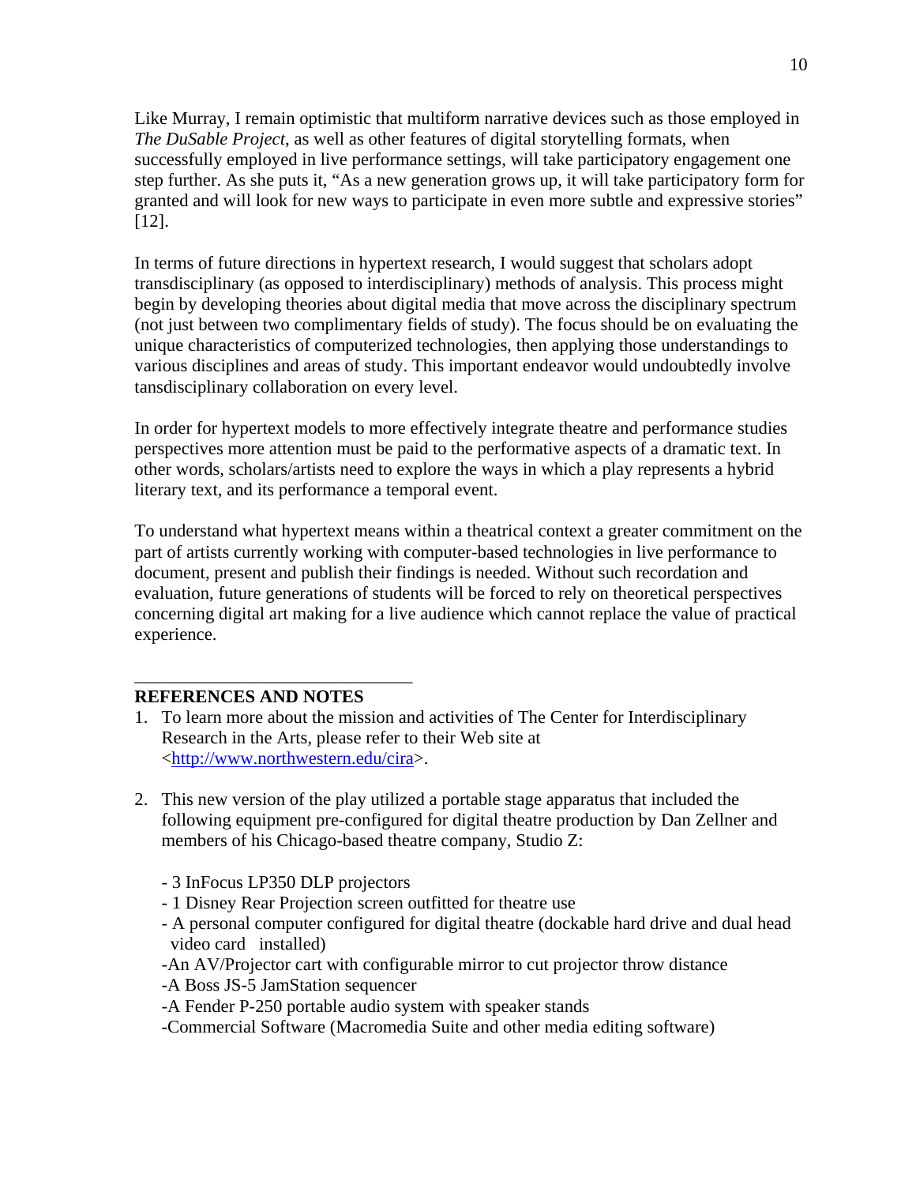Like Murray, I remain optimistic that multiform narrative devices such as those employed in *The DuSable Project*, as well as other features of digital storytelling formats, when successfully employed in live performance settings, will take participatory engagement one step further. As she puts it, "As a new generation grows up, it will take participatory form for granted and will look for new ways to participate in even more subtle and expressive stories" [12].

In terms of future directions in hypertext research, I would suggest that scholars adopt transdisciplinary (as opposed to interdisciplinary) methods of analysis. This process might begin by developing theories about digital media that move across the disciplinary spectrum (not just between two complimentary fields of study). The focus should be on evaluating the unique characteristics of computerized technologies, then applying those understandings to various disciplines and areas of study. This important endeavor would undoubtedly involve tansdisciplinary collaboration on every level.

In order for hypertext models to more effectively integrate theatre and performance studies perspectives more attention must be paid to the performative aspects of a dramatic text. In other words, scholars/artists need to explore the ways in which a play represents a hybrid literary text, and its performance a temporal event.

To understand what hypertext means within a theatrical context a greater commitment on the part of artists currently working with computer-based technologies in live performance to document, present and publish their findings is needed. Without such recordation and evaluation, future generations of students will be forced to rely on theoretical perspectives concerning digital art making for a live audience which cannot replace the value of practical experience.

## REFERENCES AND NOTES

1. To learn more about the mission and activities of The Center for Interdisciplinary Research in the Arts, please refer to their Web site at <http://www.northwestern.edu/cira>.

2. This new version of the play utilized a portable stage apparatus that included the following equipment pre-configured for digital theatre production by Dan Zellner and members of his Chicago-based theatre company, Studio Z:

   - 3 InFocus LP350 DLP projectors
   - 1 Disney Rear Projection screen outfitted for theatre use
   - A personal computer configured for digital theatre (dockable hard drive and dual head video card installed)
   - An AV/Projector cart with configurable mirror to cut projector throw distance
   - A Boss JS-5 JamStation sequencer
   - A Fender P-250 portable audio system with speaker stands
   - Commercial Software (Macromedia Suite and other media editing software)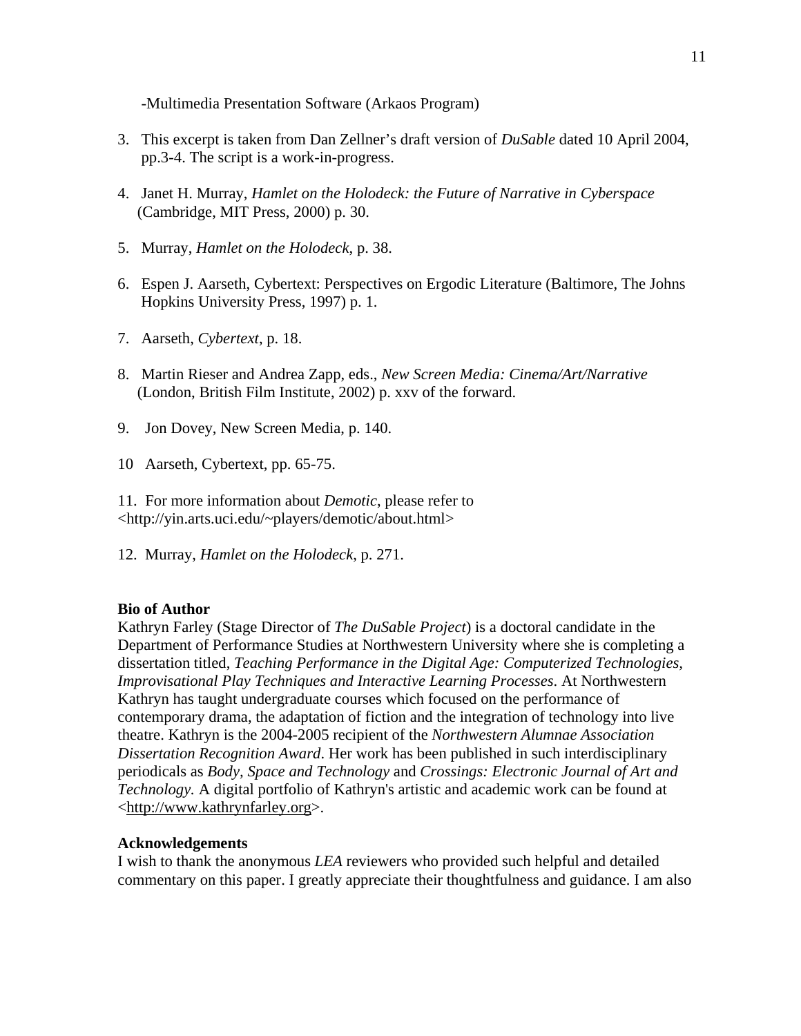-Multimedia Presentation Software (Arkaos Program)

3. This excerpt is taken from Dan Zellner's draft version of *DuSable* dated 10 April 2004, pp.3-4. The script is a work-in-progress.

4. Janet H. Murray, *Hamlet on the Holodeck: the Future of Narrative in Cyberspace* (Cambridge, MIT Press, 2000) p. 30.

5. Murray, *Hamlet on the Holodeck*, p. 38.

6. Espen J. Aarseth, Cybertext: Perspectives on Ergodic Literature (Baltimore, The Johns Hopkins University Press, 1997) p. 1.

7. Aarseth, *Cybertext*, p. 18.

8. Martin Rieser and Andrea Zapp, eds., *New Screen Media: Cinema/Art/Narrative* (London, British Film Institute, 2002) p. xxv of the forward.

9. Jon Dovey, New Screen Media, p. 140.

10 Aarseth, Cybertext, pp. 65-75.

11. For more information about *Demotic*, please refer to <http://yin.arts.uci.edu/~players/demotic/about.html>

12. Murray, *Hamlet on the Holodeck*, p. 271.

**Bio of Author**

Kathryn Farley (Stage Director of *The DuSable Project*) is a doctoral candidate in the Department of Performance Studies at Northwestern University where she is completing a dissertation titled, *Teaching Performance in the Digital Age: Computerized Technologies, Improvisational Play Techniques and Interactive Learning Processes*. At Northwestern Kathryn has taught undergraduate courses which focused on the performance of contemporary drama, the adaptation of fiction and the integration of technology into live theatre. Kathryn is the 2004-2005 recipient of the *Northwestern Alumnae Association Dissertation Recognition Award*. Her work has been published in such interdisciplinary periodicals as *Body, Space and Technology* and *Crossings: Electronic Journal of Art and Technology.* A digital portfolio of Kathryn's artistic and academic work can be found at <http://www.kathrynfarley.org>.

**Acknowledgements**

I wish to thank the anonymous *LEA* reviewers who provided such helpful and detailed commentary on this paper. I greatly appreciate their thoughtfulness and guidance. I am also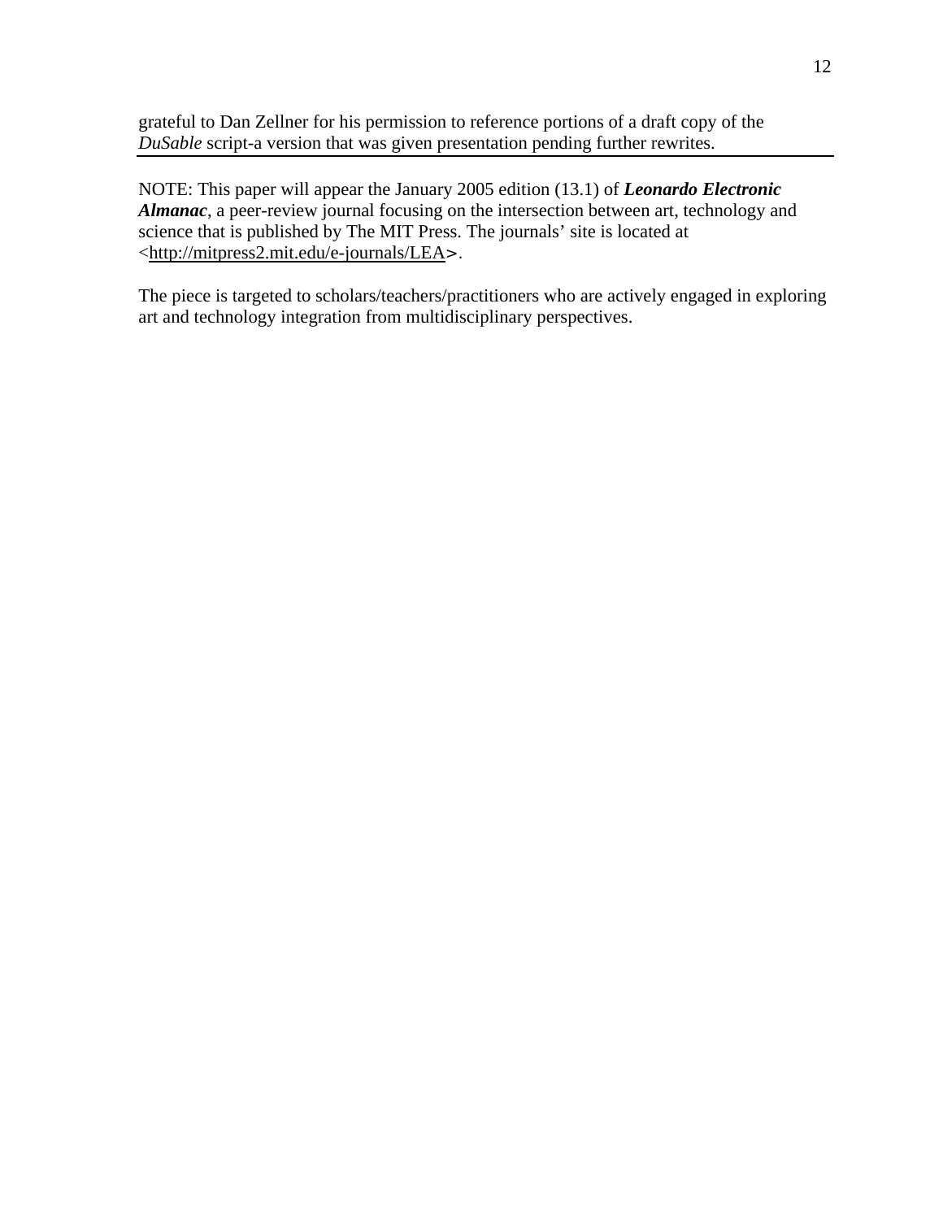grateful to Dan Zellner for his permission to reference portions of a draft copy of the *DuSable* script-a version that was given presentation pending further rewrites.

---

NOTE: This paper will appear the January 2005 edition (13.1) of ***Leonardo Electronic Almanac***, a peer-review journal focusing on the intersection between art, technology and science that is published by The MIT Press. The journals' site is located at <http://mitpress2.mit.edu/e-journals/LEA>.

The piece is targeted to scholars/teachers/practitioners who are actively engaged in exploring art and technology integration from multidisciplinary perspectives.